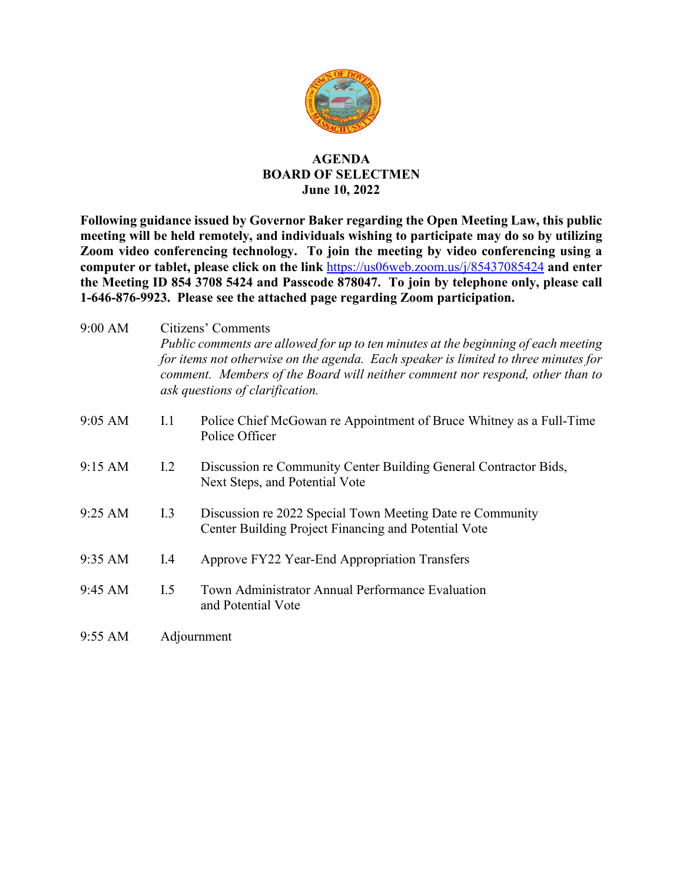# AGENDA
## BOARD OF SELECTMEN
### June 10, 2022

**Following guidance issued by Governor Baker regarding the Open Meeting Law, this public meeting will be held remotely, and individuals wishing to participate may do so by utilizing Zoom video conferencing technology. To join the meeting by video conferencing using a computer or tablet, please click on the link [https://us06web.zoom.us/j/85437085424](https://us06web.zoom.us/j/85437085424) and enter the Meeting ID 854 3708 5424 and Passcode 878047. To join by telephone only, please call 1-646-876-9923. Please see the attached page regarding Zoom participation.**

9:00 AM Citizens' Comments

*Public comments are allowed for up to ten minutes at the beginning of each meeting for items not otherwise on the agenda. Each speaker is limited to three minutes for comment. Members of the Board will neither comment nor respond, other than to ask questions of clarification.*

9:05 AM I.1 Police Chief McGowan re Appointment of Bruce Whitney as a Full-Time Police Officer

9:15 AM I.2 Discussion re Community Center Building General Contractor Bids, Next Steps, and Potential Vote

9:25 AM I.3 Discussion re 2022 Special Town Meeting Date re Community Center Building Project Financing and Potential Vote

9:35 AM I.4 Approve FY22 Year-End Appropriation Transfers

9:45 AM I.5 Town Administrator Annual Performance Evaluation and Potential Vote

9:55 AM Adjournment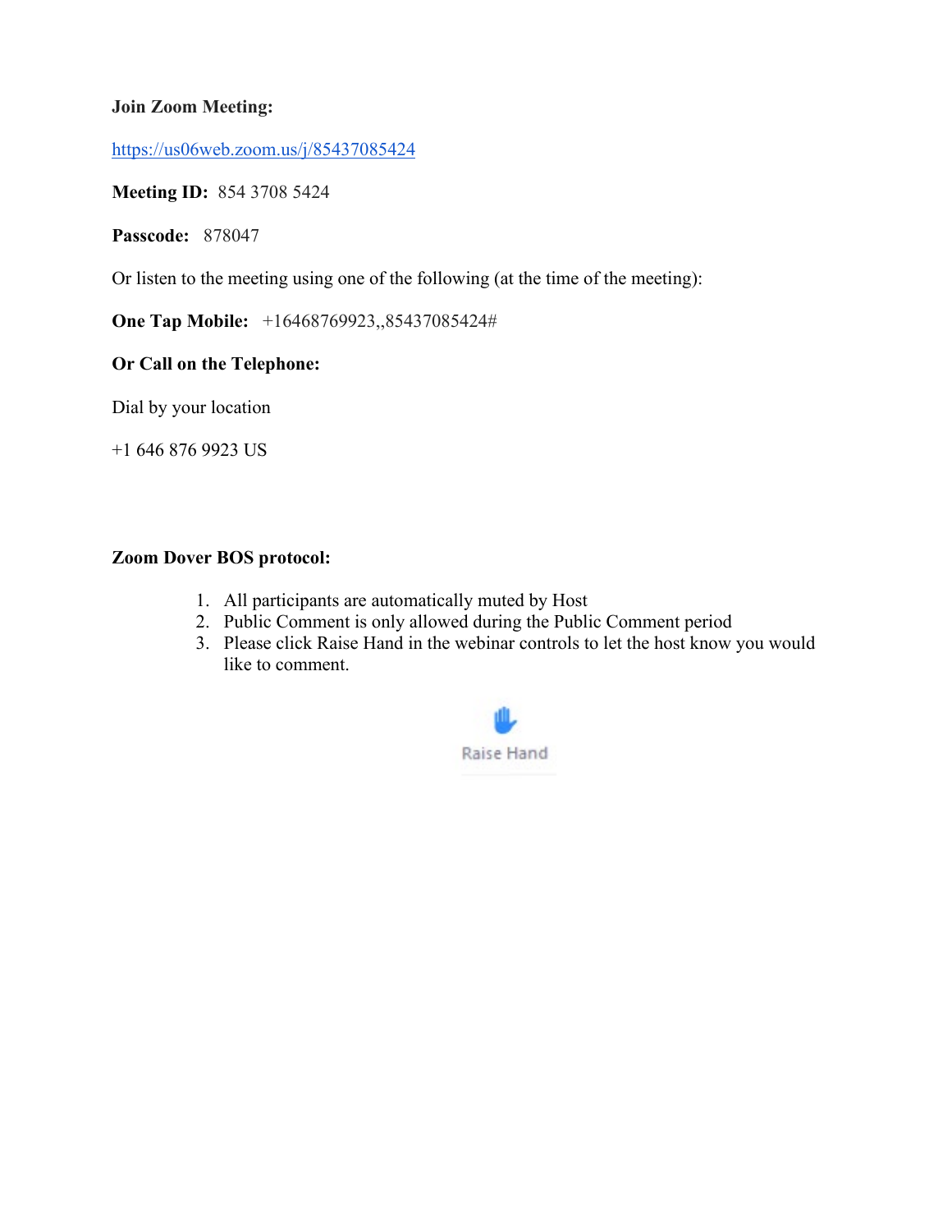**Join Zoom Meeting:**

https://us06web.zoom.us/j/85437085424

**Meeting ID:** 854 3708 5424

**Passcode:** 878047

Or listen to the meeting using one of the following (at the time of the meeting):

**One Tap Mobile:** +16468769923,,85437085424#

**Or Call on the Telephone:**

Dial by your location

+1 646 876 9923 US

**Zoom Dover BOS protocol:**

1. All participants are automatically muted by Host
2. Public Comment is only allowed during the Public Comment period
3. Please click Raise Hand in the webinar controls to let the host know you would like to comment.

Raise Hand